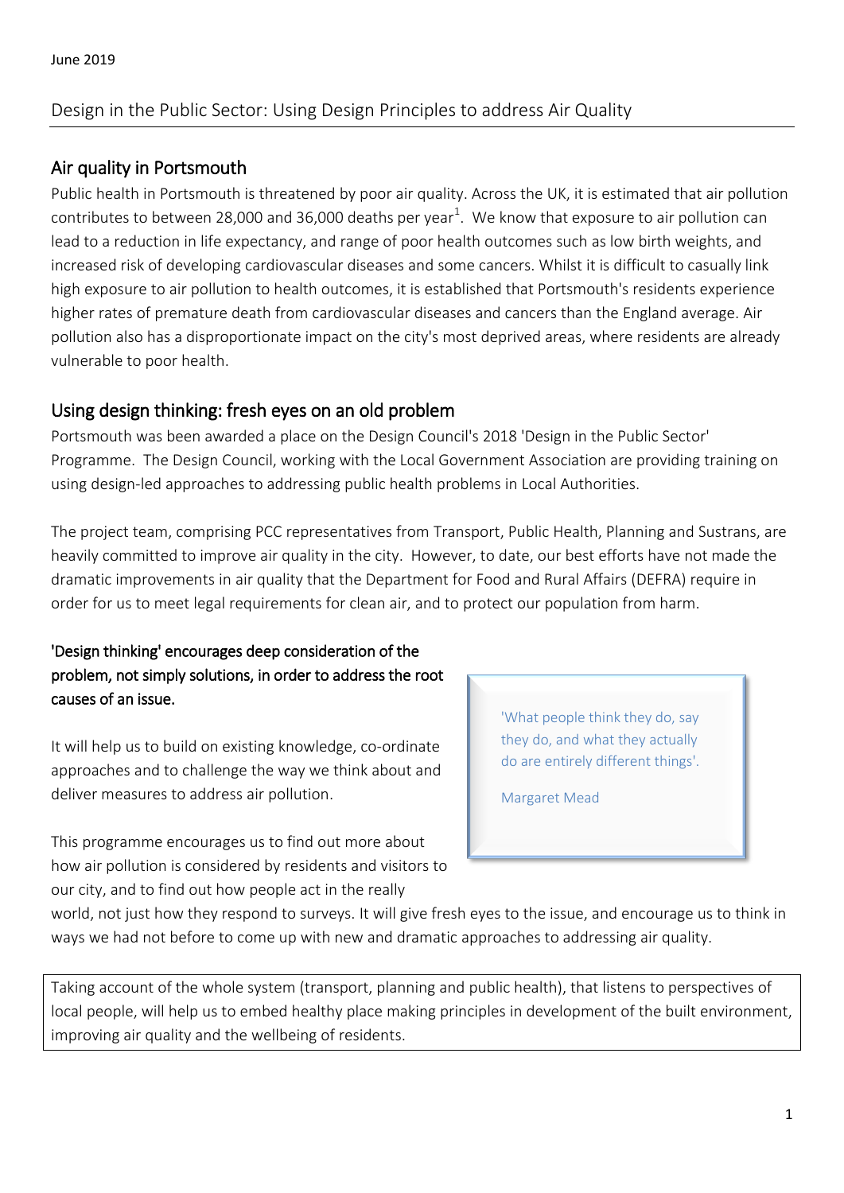June 2019

Design in the Public Sector: Using Design Principles to address Air Quality

## Air quality in Portsmouth

Public health in Portsmouth is threatened by poor air quality. Across the UK, it is estimated that air pollution contributes to between 28,000 and 36,000 deaths per year[1]. We know that exposure to air pollution can lead to a reduction in life expectancy, and range of poor health outcomes such as low birth weights, and increased risk of developing cardiovascular diseases and some cancers. Whilst it is difficult to casually link high exposure to air pollution to health outcomes, it is established that Portsmouth's residents experience higher rates of premature death from cardiovascular diseases and cancers than the England average. Air pollution also has a disproportionate impact on the city's most deprived areas, where residents are already vulnerable to poor health.

## Using design thinking: fresh eyes on an old problem

Portsmouth was been awarded a place on the Design Council's 2018 'Design in the Public Sector' Programme. The Design Council, working with the Local Government Association are providing training on using design-led approaches to addressing public health problems in Local Authorities.

The project team, comprising PCC representatives from Transport, Public Health, Planning and Sustrans, are heavily committed to improve air quality in the city. However, to date, our best efforts have not made the dramatic improvements in air quality that the Department for Food and Rural Affairs (DEFRA) require in order for us to meet legal requirements for clean air, and to protect our population from harm.

**'Design thinking' encourages deep consideration of the problem, not simply solutions, in order to address the root causes of an issue.**

It will help us to build on existing knowledge, co-ordinate approaches and to challenge the way we think about and deliver measures to address air pollution.

> 'What people think they do, say they do, and what they actually do are entirely different things'.
>
> Margaret Mead

This programme encourages us to find out more about how air pollution is considered by residents and visitors to our city, and to find out how people act in the really world, not just how they respond to surveys. It will give fresh eyes to the issue, and encourage us to think in ways we had not before to come up with new and dramatic approaches to addressing air quality.

Taking account of the whole system (transport, planning and public health), that listens to perspectives of local people, will help us to embed healthy place making principles in development of the built environment, improving air quality and the wellbeing of residents.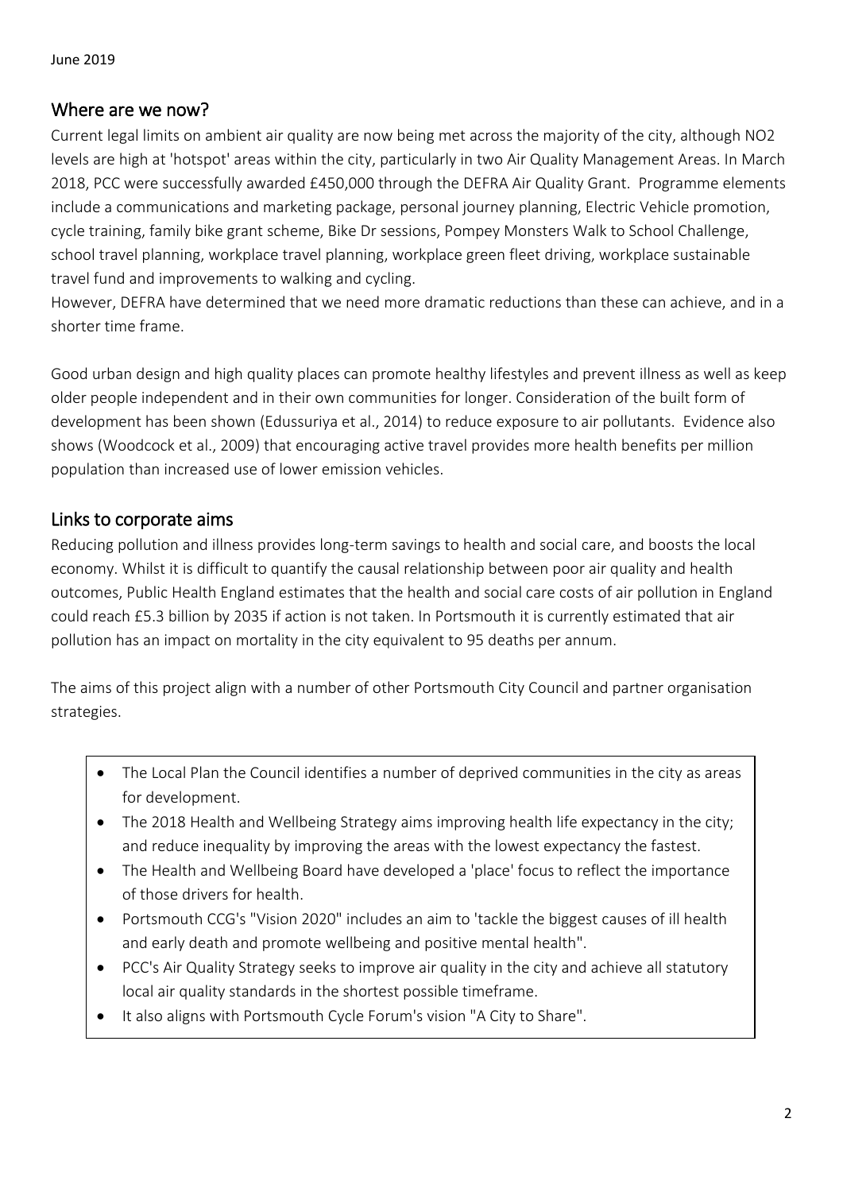June 2019

## Where are we now?

Current legal limits on ambient air quality are now being met across the majority of the city, although $NO_2$ levels are high at 'hotspot' areas within the city, particularly in two Air Quality Management Areas. In March 2018, PCC were successfully awarded £450,000 through the DEFRA Air Quality Grant. Programme elements include a communications and marketing package, personal journey planning, Electric Vehicle promotion, cycle training, family bike grant scheme, Bike Dr sessions, Pompey Monsters Walk to School Challenge, school travel planning, workplace travel planning, workplace green fleet driving, workplace sustainable travel fund and improvements to walking and cycling.

However, DEFRA have determined that we need more dramatic reductions than these can achieve, and in a shorter time frame.

Good urban design and high quality places can promote healthy lifestyles and prevent illness as well as keep older people independent and in their own communities for longer. Consideration of the built form of development has been shown (Edussuriya et al., 2014) to reduce exposure to air pollutants. Evidence also shows (Woodcock et al., 2009) that encouraging active travel provides more health benefits per million population than increased use of lower emission vehicles.

## Links to corporate aims

Reducing pollution and illness provides long-term savings to health and social care, and boosts the local economy. Whilst it is difficult to quantify the causal relationship between poor air quality and health outcomes, Public Health England estimates that the health and social care costs of air pollution in England could reach £5.3 billion by 2035 if action is not taken. In Portsmouth it is currently estimated that air pollution has an impact on mortality in the city equivalent to 95 deaths per annum.

The aims of this project align with a number of other Portsmouth City Council and partner organisation strategies.

- The Local Plan the Council identifies a number of deprived communities in the city as areas for development.
- The 2018 Health and Wellbeing Strategy aims improving health life expectancy in the city; and reduce inequality by improving the areas with the lowest expectancy the fastest.
- The Health and Wellbeing Board have developed a 'place' focus to reflect the importance of those drivers for health.
- Portsmouth CCG's "Vision 2020" includes an aim to 'tackle the biggest causes of ill health and early death and promote wellbeing and positive mental health".
- PCC's Air Quality Strategy seeks to improve air quality in the city and achieve all statutory local air quality standards in the shortest possible timeframe.
- It also aligns with Portsmouth Cycle Forum's vision "A City to Share".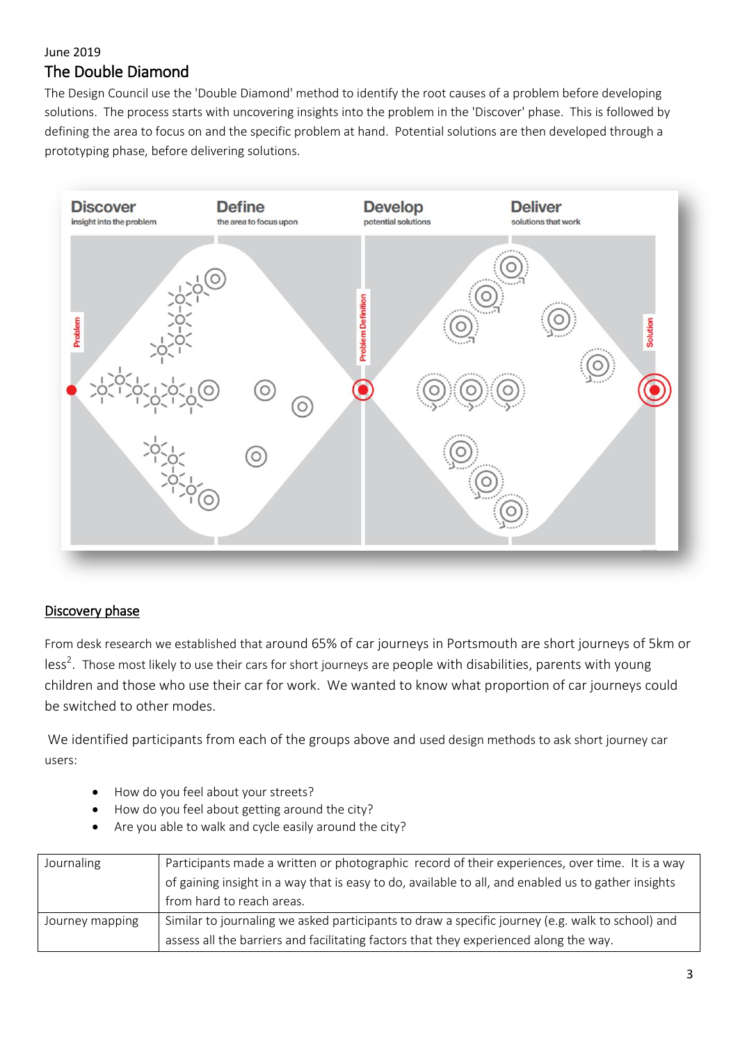June 2019

## The Double Diamond

The Design Council use the 'Double Diamond' method to identify the root causes of a problem before developing solutions. The process starts with uncovering insights into the problem in the 'Discover' phase. This is followed by defining the area to focus on and the specific problem at hand. Potential solutions are then developed through a prototyping phase, before delivering solutions.

### Discovery phase

From desk research we established that around 65% of car journeys in Portsmouth are short journeys of 5km or less[2]. Those most likely to use their cars for short journeys are people with disabilities, parents with young children and those who use their car for work. We wanted to know what proportion of car journeys could be switched to other modes.

We identified participants from each of the groups above and used design methods to ask short journey car users:

- How do you feel about your streets?
- How do you feel about getting around the city?
- Are you able to walk and cycle easily around the city?

| | |
|---|---|
| Journaling | Participants made a written or photographic record of their experiences, over time. It is a way of gaining insight in a way that is easy to do, available to all, and enabled us to gather insights from hard to reach areas. |
| Journey mapping | Similar to journaling we asked participants to draw a specific journey (e.g. walk to school) and assess all the barriers and facilitating factors that they experienced along the way. |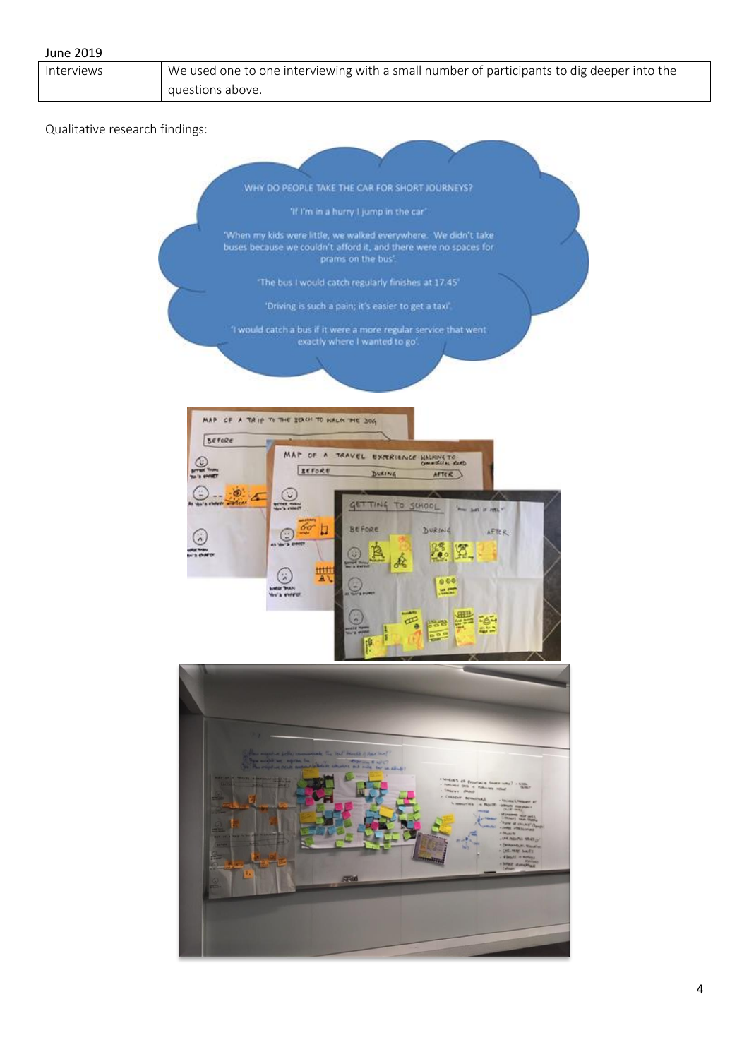June 2019

| Interviews | We used one to one interviewing with a small number of participants to dig deeper into the questions above. |
|---|---|

Qualitative research findings:

WHY DO PEOPLE TAKE THE CAR FOR SHORT JOURNEYS?

'If I'm in a hurry I jump in the car'

'When my kids were little, we walked everywhere. We didn't take buses because we couldn't afford it, and there were no spaces for prams on the bus'.

'The bus I would catch regularly finishes at 17.45'

'Driving is such a pain; it's easier to get a taxi'.

'I would catch a bus if it were a more regular service that went exactly where I wanted to go'.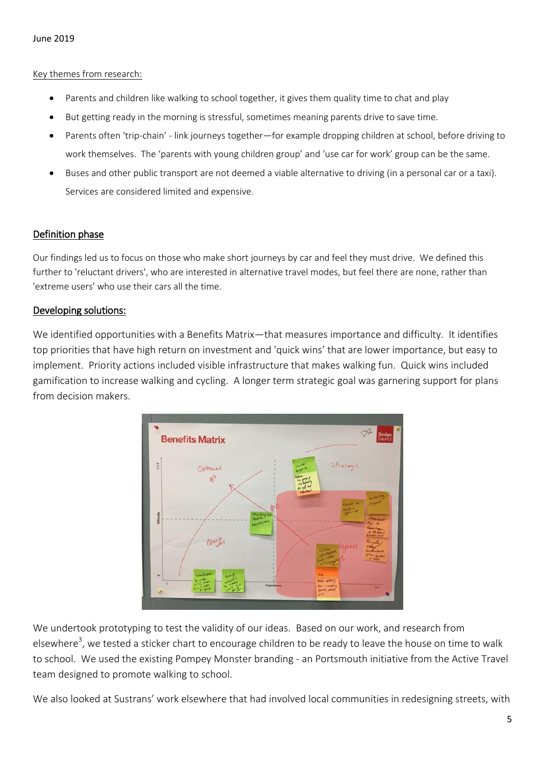June 2019

Key themes from research:

- Parents and children like walking to school together, it gives them quality time to chat and play
- But getting ready in the morning is stressful, sometimes meaning parents drive to save time.
- Parents often 'trip-chain' - link journeys together—for example dropping children at school, before driving to work themselves. The 'parents with young children group' and 'use car for work' group can be the same.
- Buses and other public transport are not deemed a viable alternative to driving (in a personal car or a taxi). Services are considered limited and expensive.

## Definition phase

Our findings led us to focus on those who make short journeys by car and feel they must drive. We defined this further to 'reluctant drivers', who are interested in alternative travel modes, but feel there are none, rather than 'extreme users' who use their cars all the time.

## Developing solutions:

We identified opportunities with a Benefits Matrix—that measures importance and difficulty. It identifies top priorities that have high return on investment and 'quick wins' that are lower importance, but easy to implement. Priority actions included visible infrastructure that makes walking fun. Quick wins included gamification to increase walking and cycling. A longer term strategic goal was garnering support for plans from decision makers.

We undertook prototyping to test the validity of our ideas. Based on our work, and research from elsewhere[3], we tested a sticker chart to encourage children to be ready to leave the house on time to walk to school. We used the existing Pompey Monster branding - an Portsmouth initiative from the Active Travel team designed to promote walking to school.

We also looked at Sustrans' work elsewhere that had involved local communities in redesigning streets, with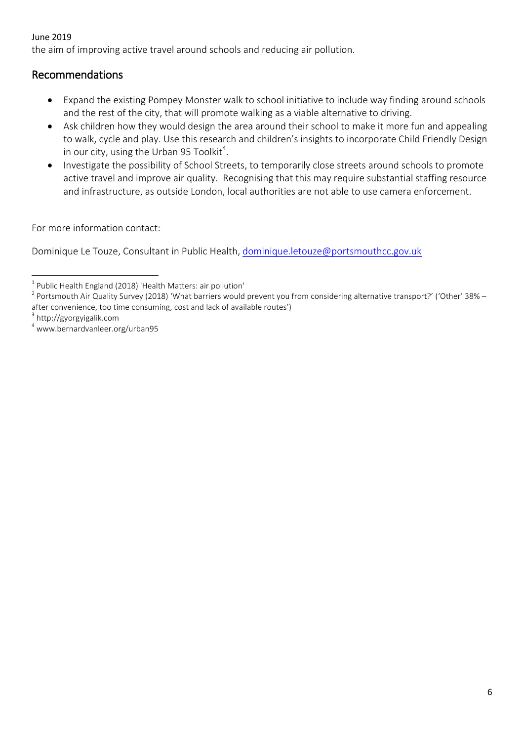the aim of improving active travel around schools and reducing air pollution.

## Recommendations

- Expand the existing Pompey Monster walk to school initiative to include way finding around schools and the rest of the city, that will promote walking as a viable alternative to driving.
- Ask children how they would design the area around their school to make it more fun and appealing to walk, cycle and play. Use this research and children's insights to incorporate Child Friendly Design in our city, using the Urban 95 Toolkit[4].
- Investigate the possibility of School Streets, to temporarily close streets around schools to promote active travel and improve air quality. Recognising that this may require substantial staffing resource and infrastructure, as outside London, local authorities are not able to use camera enforcement.

For more information contact:

Dominique Le Touze, Consultant in Public Health, dominique.letouze@portsmouthcc.gov.uk

---

[1] Public Health England (2018) 'Health Matters: air pollution'

[2] Portsmouth Air Quality Survey (2018) 'What barriers would prevent you from considering alternative transport?' ('Other' 38% – after convenience, too time consuming, cost and lack of available routes')

[3] http://gyorgyigalik.com

[4] www.bernardvanleer.org/urban95